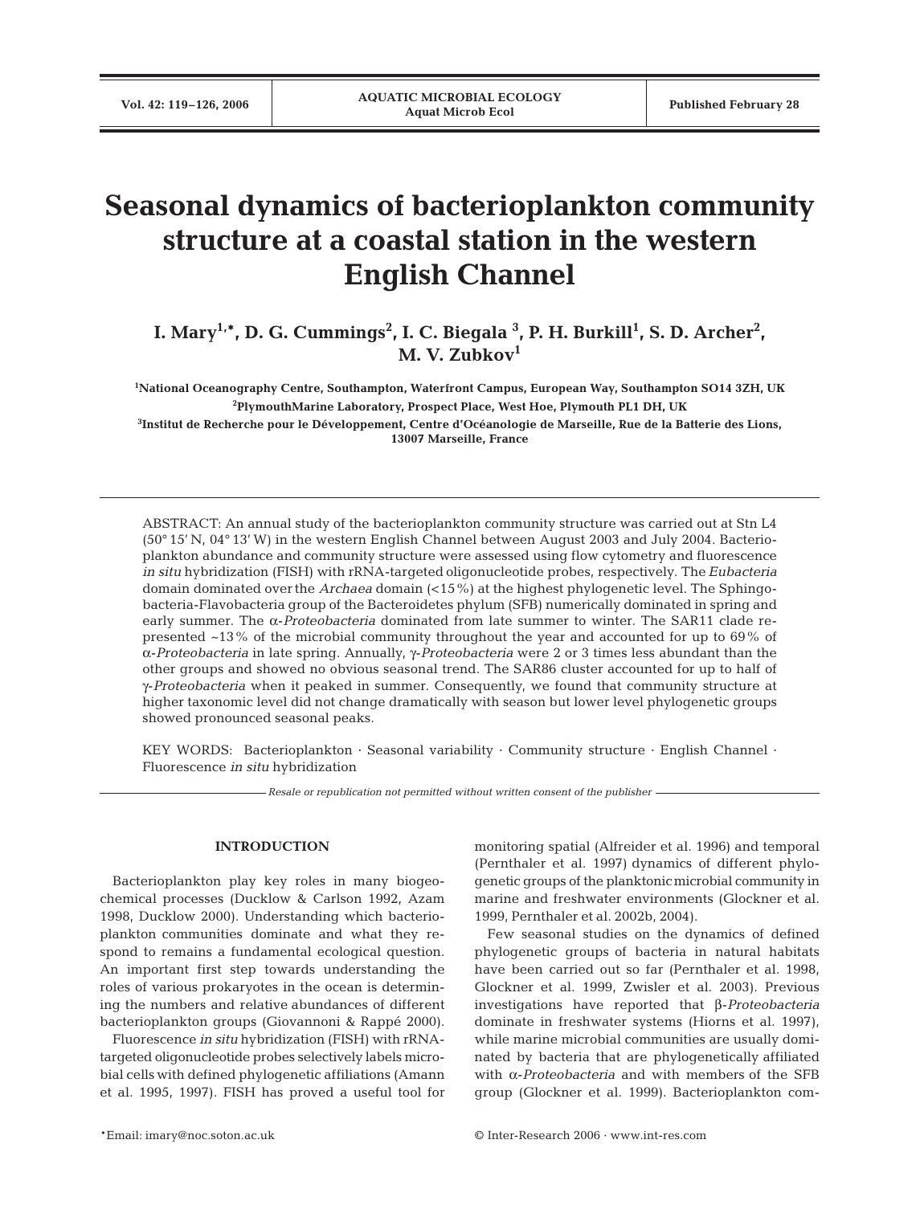# Seasonal dynamics of bacterioplankton community structure at a coastal station in the western English Channel

**I. Mary[1,*], D. G. Cummings[2], I. C. Biegala[3], P. H. Burkill[1], S. D. Archer[2], M. V. Zubkov[1]**

[1]National Oceanography Centre, Southampton, Waterfront Campus, European Way, Southampton SO14 3ZH, UK

[2]PlymouthMarine Laboratory, Prospect Place, West Hoe, Plymouth PL1 DH, UK

[3]Institut de Recherche pour le Développement, Centre d'Océanologie de Marseille, Rue de la Batterie des Lions, 13007 Marseille, France

ABSTRACT: An annual study of the bacterioplankton community structure was carried out at Stn L4 (50° 15' N, 04° 13' W) in the western English Channel between August 2003 and July 2004. Bacterioplankton abundance and community structure were assessed using flow cytometry and fluorescence *in situ* hybridization (FISH) with rRNA-targeted oligonucleotide probes, respectively. The *Eubacteria* domain dominated over the *Archaea* domain (<15%) at the highest phylogenetic level. The Sphingobacteria-Flavobacteria group of the Bacteroidetes phylum (SFB) numerically dominated in spring and early summer. The α-*Proteobacteria* dominated from late summer to winter. The SAR11 clade represented ~13% of the microbial community throughout the year and accounted for up to 69% of α-*Proteobacteria* in late spring. Annually, γ-*Proteobacteria* were 2 or 3 times less abundant than the other groups and showed no obvious seasonal trend. The SAR86 cluster accounted for up to half of γ-*Proteobacteria* when it peaked in summer. Consequently, we found that community structure at higher taxonomic level did not change dramatically with season but lower level phylogenetic groups showed pronounced seasonal peaks.

KEY WORDS: Bacterioplankton · Seasonal variability · Community structure · English Channel · Fluorescence *in situ* hybridization

*Resale or republication not permitted without written consent of the publisher*

## INTRODUCTION

Bacterioplankton play key roles in many biogeochemical processes (Ducklow & Carlson 1992, Azam 1998, Ducklow 2000). Understanding which bacterioplankton communities dominate and what they respond to remains a fundamental ecological question. An important first step towards understanding the roles of various prokaryotes in the ocean is determining the numbers and relative abundances of different bacterioplankton groups (Giovannoni & Rappé 2000).

Fluorescence *in situ* hybridization (FISH) with rRNA-targeted oligonucleotide probes selectively labels microbial cells with defined phylogenetic affiliations (Amann et al. 1995, 1997). FISH has proved a useful tool for monitoring spatial (Alfreider et al. 1996) and temporal (Pernthaler et al. 1997) dynamics of different phylogenetic groups of the planktonic microbial community in marine and freshwater environments (Glockner et al. 1999, Pernthaler et al. 2002b, 2004).

Few seasonal studies on the dynamics of defined phylogenetic groups of bacteria in natural habitats have been carried out so far (Pernthaler et al. 1998, Glockner et al. 1999, Zwisler et al. 2003). Previous investigations have reported that β-*Proteobacteria* dominate in freshwater systems (Hiorns et al. 1997), while marine microbial communities are usually dominated by bacteria that are phylogenetically affiliated with α-*Proteobacteria* and with members of the SFB group (Glockner et al. 1999). Bacterioplankton com-

*Email: imary@noc.soton.ac.uk

© Inter-Research 2006 · www.int-res.com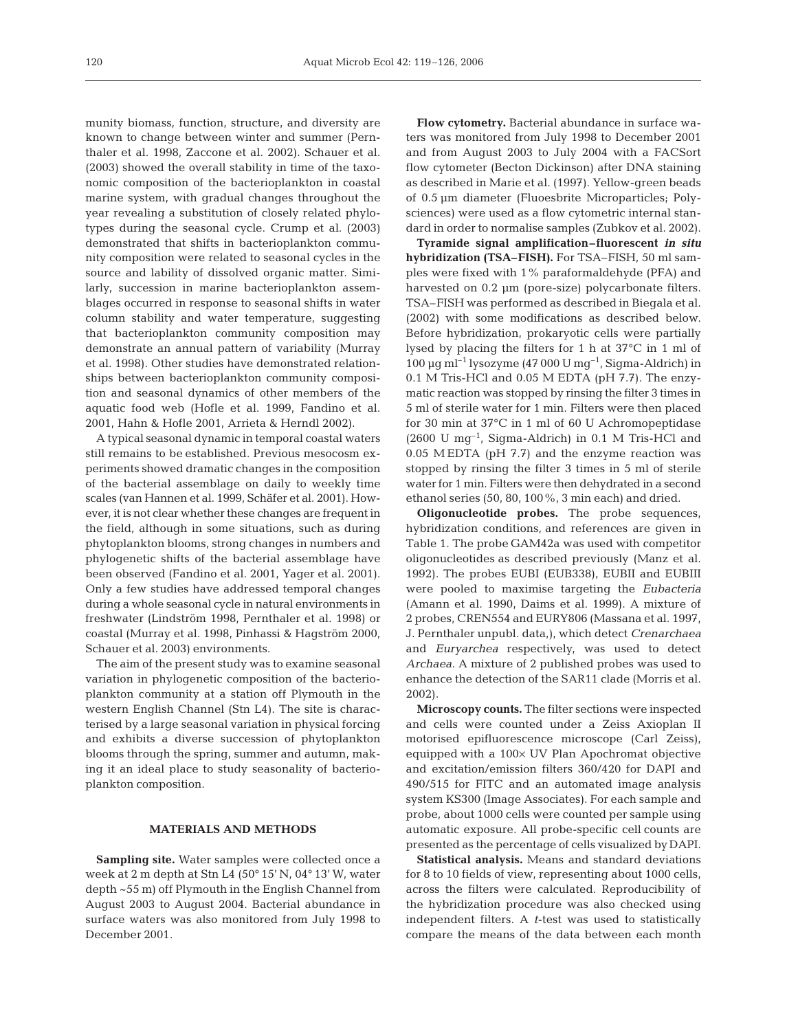munity biomass, function, structure, and diversity are known to change between winter and summer (Pernthaler et al. 1998, Zaccone et al. 2002). Schauer et al. (2003) showed the overall stability in time of the taxonomic composition of the bacterioplankton in coastal marine system, with gradual changes throughout the year revealing a substitution of closely related phylotypes during the seasonal cycle. Crump et al. (2003) demonstrated that shifts in bacterioplankton community composition were related to seasonal cycles in the source and lability of dissolved organic matter. Similarly, succession in marine bacterioplankton assemblages occurred in response to seasonal shifts in water column stability and water temperature, suggesting that bacterioplankton community composition may demonstrate an annual pattern of variability (Murray et al. 1998). Other studies have demonstrated relationships between bacterioplankton community composition and seasonal dynamics of other members of the aquatic food web (Hofle et al. 1999, Fandino et al. 2001, Hahn & Hofle 2001, Arrieta & Herndl 2002).

A typical seasonal dynamic in temporal coastal waters still remains to be established. Previous mesocosm experiments showed dramatic changes in the composition of the bacterial assemblage on daily to weekly time scales (van Hannen et al. 1999, Schäfer et al. 2001). However, it is not clear whether these changes are frequent in the field, although in some situations, such as during phytoplankton blooms, strong changes in numbers and phylogenetic shifts of the bacterial assemblage have been observed (Fandino et al. 2001, Yager et al. 2001). Only a few studies have addressed temporal changes during a whole seasonal cycle in natural environments in freshwater (Lindström 1998, Pernthaler et al. 1998) or coastal (Murray et al. 1998, Pinhassi & Hagström 2000, Schauer et al. 2003) environments.

The aim of the present study was to examine seasonal variation in phylogenetic composition of the bacterioplankton community at a station off Plymouth in the western English Channel (Stn L4). The site is characterised by a large seasonal variation in physical forcing and exhibits a diverse succession of phytoplankton blooms through the spring, summer and autumn, making it an ideal place to study seasonality of bacterioplankton composition.

## MATERIALS AND METHODS

**Sampling site.** Water samples were collected once a week at 2 m depth at Stn L4 (50° 15' N, 04° 13' W, water depth ~55 m) off Plymouth in the English Channel from August 2003 to August 2004. Bacterial abundance in surface waters was also monitored from July 1998 to December 2001.

**Flow cytometry.** Bacterial abundance in surface waters was monitored from July 1998 to December 2001 and from August 2003 to July 2004 with a FACSort flow cytometer (Becton Dickinson) after DNA staining as described in Marie et al. (1997). Yellow-green beads of 0.5 µm diameter (Fluoesbrite Microparticles; Polysciences) were used as a flow cytometric internal standard in order to normalise samples (Zubkov et al. 2002).

**Tyramide signal amplification–fluorescent *in situ* hybridization (TSA–FISH).** For TSA–FISH, 50 ml samples were fixed with 1% paraformaldehyde (PFA) and harvested on 0.2 µm (pore-size) polycarbonate filters. TSA–FISH was performed as described in Biegala et al. (2002) with some modifications as described below. Before hybridization, prokaryotic cells were partially lysed by placing the filters for 1 h at 37°C in 1 ml of 100 µg ml$^{-1}$ lysozyme (47 000 U mg$^{-1}$, Sigma-Aldrich) in 0.1 M Tris-HCl and 0.05 M EDTA (pH 7.7). The enzymatic reaction was stopped by rinsing the filter 3 times in 5 ml of sterile water for 1 min. Filters were then placed for 30 min at 37°C in 1 ml of 60 U Achromopeptidase (2600 U mg$^{-1}$, Sigma-Aldrich) in 0.1 M Tris-HCl and 0.05 M EDTA (pH 7.7) and the enzyme reaction was stopped by rinsing the filter 3 times in 5 ml of sterile water for 1 min. Filters were then dehydrated in a second ethanol series (50, 80, 100%, 3 min each) and dried.

**Oligonucleotide probes.** The probe sequences, hybridization conditions, and references are given in Table 1. The probe GAM42a was used with competitor oligonucleotides as described previously (Manz et al. 1992). The probes EUBI (EUB338), EUBII and EUBIII were pooled to maximise targeting the *Eubacteria* (Amann et al. 1990, Daims et al. 1999). A mixture of 2 probes, CREN554 and EURY806 (Massana et al. 1997, J. Pernthaler unpubl. data,), which detect *Crenarchaea* and *Euryarchea* respectively, was used to detect *Archaea.* A mixture of 2 published probes was used to enhance the detection of the SAR11 clade (Morris et al. 2002).

**Microscopy counts.** The filter sections were inspected and cells were counted under a Zeiss Axioplan II motorised epifluorescence microscope (Carl Zeiss), equipped with a 100× UV Plan Apochromat objective and excitation/emission filters 360/420 for DAPI and 490/515 for FITC and an automated image analysis system KS300 (Image Associates). For each sample and probe, about 1000 cells were counted per sample using automatic exposure. All probe-specific cell counts are presented as the percentage of cells visualized by DAPI.

**Statistical analysis.** Means and standard deviations for 8 to 10 fields of view, representing about 1000 cells, across the filters were calculated. Reproducibility of the hybridization procedure was also checked using independent filters. A *t*-test was used to statistically compare the means of the data between each month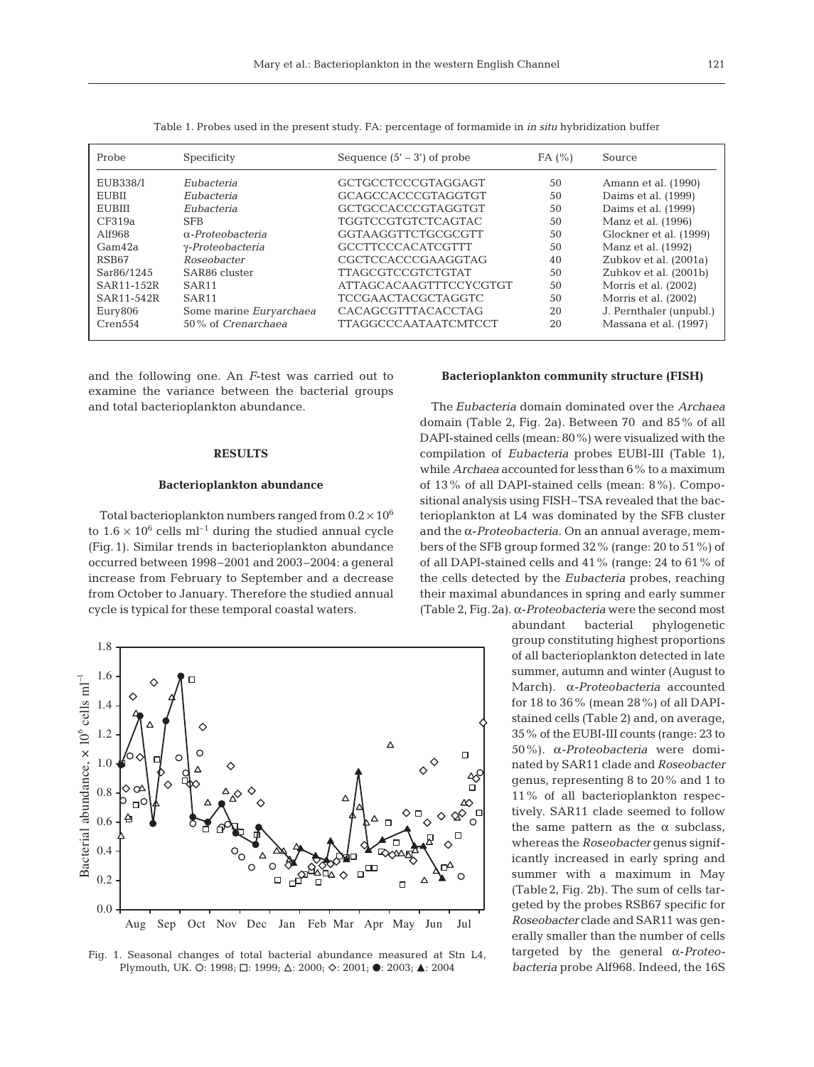Table 1. Probes used in the present study. FA: percentage of formamide in *in situ* hybridization buffer

| Probe | Specificity | Sequence (5' – 3') of probe | FA (%) | Source |
|---|---|---|---|---|
| EUB338/I | *Eubacteria* | GCTGCCTCCCGTAGGAGT | 50 | Amann et al. (1990) |
| EUBII | *Eubacteria* | GCAGCCACCCGTAGGTGT | 50 | Daims et al. (1999) |
| EUBIII | *Eubacteria* | GCTGCCACCCGTAGGTGT | 50 | Daims et al. (1999) |
| CF319a | SFB | TGGTCCGTGTCTCAGTAC | 50 | Manz et al. (1996) |
| Alf968 | *α-Proteobacteria* | GGTAAGGTTCTGCGCGTT | 50 | Glockner et al. (1999) |
| Gam42a | *γ-Proteobacteria* | GCCTTCCCACATCGTTT | 50 | Manz et al. (1992) |
| RSB67 | *Roseobacter* | CGCTCCACCCGAAGGTAG | 40 | Zubkov et al. (2001a) |
| Sar86/1245 | SAR86 cluster | TTAGCGTCCGTCTGTAT | 50 | Zubkov et al. (2001b) |
| SAR11-152R | SAR11 | ATTAGCACAAGTTTCCYCGTGT | 50 | Morris et al. (2002) |
| SAR11-542R | SAR11 | TCCGAACTACGCTAGGTC | 50 | Morris et al. (2002) |
| Eury806 | Some marine *Euryarchaea* | CACAGCGTTTACACCTAG | 20 | J. Pernthaler (unpubl.) |
| Cren554 | 50% of *Crenarchaea* | TTAGGCCCAATAATCMTCCT | 20 | Massana et al. (1997) |

and the following one. An *F*-test was carried out to examine the variance between the bacterial groups and total bacterioplankton abundance.

## RESULTS

### Bacterioplankton abundance

Total bacterioplankton numbers ranged from $0.2 \times 10^6$ to $1.6 \times 10^6$ cells ml$^{-1}$ during the studied annual cycle (Fig. 1). Similar trends in bacterioplankton abundance occurred between 1998–2001 and 2003–2004: a general increase from February to September and a decrease from October to January. Therefore the studied annual cycle is typical for these temporal coastal waters.

Fig. 1. Seasonal changes of total bacterial abundance measured at Stn L4, Plymouth, UK. ○: 1998; □: 1999; △: 2000; ◇: 2001; ●: 2003; ▲: 2004

### Bacterioplankton community structure (FISH)

The *Eubacteria* domain dominated over the *Archaea* domain (Table 2, Fig. 2a). Between 70 and 85% of all DAPI-stained cells (mean: 80%) were visualized with the compilation of *Eubacteria* probes EUBI-III (Table 1), while *Archaea* accounted for less than 6% to a maximum of 13% of all DAPI-stained cells (mean: 8%). Compositional analysis using FISH–TSA revealed that the bacterioplankton at L4 was dominated by the SFB cluster and the *α-Proteobacteria*. On an annual average, members of the SFB group formed 32% (range: 20 to 51%) of all DAPI-stained cells and 41% (range: 24 to 61% of the cells detected by the *Eubacteria* probes, reaching their maximal abundances in spring and early summer (Table 2, Fig. 2a). *α-Proteobacteria* were the second most abundant bacterial phylogenetic group constituting highest proportions of all bacterioplankton detected in late summer, autumn and winter (August to March). *α-Proteobacteria* accounted for 18 to 36% (mean 28%) of all DAPI-stained cells (Table 2) and, on average, 35% of the EUBI-III counts (range: 23 to 50%). *α-Proteobacteria* were dominated by SAR11 clade and *Roseobacter* genus, representing 8 to 20% and 1 to 11% of all bacterioplankton respectively. SAR11 clade seemed to follow the same pattern as the α subclass, whereas the *Roseobacter* genus significantly increased in early spring and summer with a maximum in May (Table 2, Fig. 2b). The sum of cells targeted by the probes RSB67 specific for *Roseobacter* clade and SAR11 was generally smaller than the number of cells targeted by the general *α-Proteobacteria* probe Alf968. Indeed, the 16S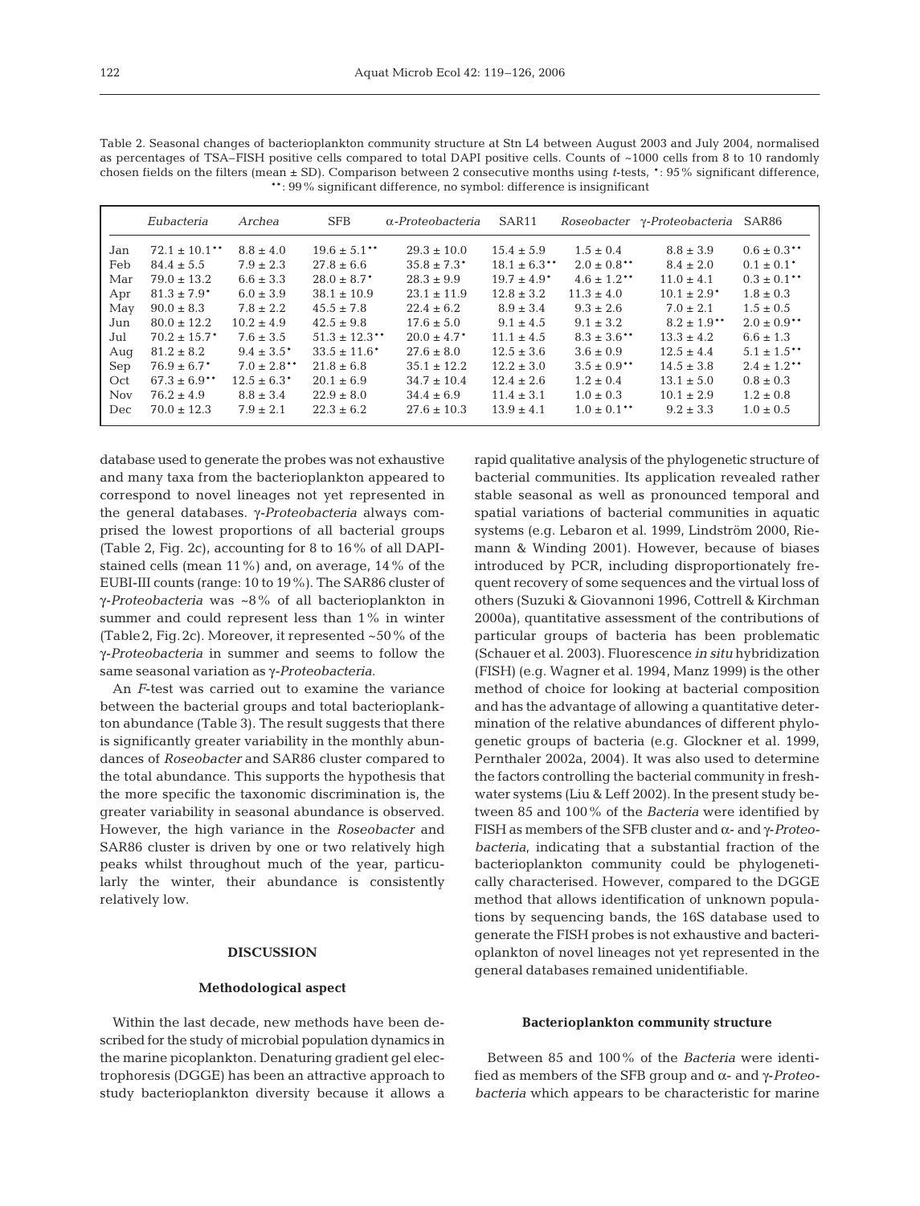Table 2. Seasonal changes of bacterioplankton community structure at Stn L4 between August 2003 and July 2004, normalised as percentages of TSA–FISH positive cells compared to total DAPI positive cells. Counts of ~1000 cells from 8 to 10 randomly chosen fields on the filters (mean ± SD). Comparison between 2 consecutive months using *t*-tests, *: 95% significant difference, **: 99% significant difference, no symbol: difference is insignificant

| | *Eubacteria* | *Archea* | SFB | *α-Proteobacteria* | SAR11 | *Roseobacter* | *γ-Proteobacteria* | SAR86 |
|---|---|---|---|---|---|---|---|---|
| Jan | 72.1 ± 10.1** | 8.8 ± 4.0 | 19.6 ± 5.1** | 29.3 ± 10.0 | 15.4 ± 5.9 | 1.5 ± 0.4 | 8.8 ± 3.9 | 0.6 ± 0.3** |
| Feb | 84.4 ± 5.5 | 7.9 ± 2.3 | 27.8 ± 6.6 | 35.8 ± 7.3* | 18.1 ± 6.3** | 2.0 ± 0.8** | 8.4 ± 2.0 | 0.1 ± 0.1* |
| Mar | 79.0 ± 13.2 | 6.6 ± 3.3 | 28.0 ± 8.7* | 28.3 ± 9.9 | 19.7 ± 4.9* | 4.6 ± 1.2** | 11.0 ± 4.1 | 0.3 ± 0.1** |
| Apr | 81.3 ± 7.9* | 6.0 ± 3.9 | 38.1 ± 10.9 | 23.1 ± 11.9 | 12.8 ± 3.2 | 11.3 ± 4.0 | 10.1 ± 2.9* | 1.8 ± 0.3 |
| May | 90.0 ± 8.3 | 7.8 ± 2.2 | 45.5 ± 7.8 | 22.4 ± 6.2 | 8.9 ± 3.4 | 9.3 ± 2.6 | 7.0 ± 2.1 | 1.5 ± 0.5 |
| Jun | 80.0 ± 12.2 | 10.2 ± 4.9 | 42.5 ± 9.8 | 17.6 ± 5.0 | 9.1 ± 4.5 | 9.1 ± 3.2 | 8.2 ± 1.9** | 2.0 ± 0.9** |
| Jul | 70.2 ± 15.7* | 7.6 ± 3.5 | 51.3 ± 12.3** | 20.0 ± 4.7* | 11.1 ± 4.5 | 8.3 ± 3.6** | 13.3 ± 4.2 | 6.6 ± 1.3 |
| Aug | 81.2 ± 8.2 | 9.4 ± 3.5* | 33.5 ± 11.6* | 27.6 ± 8.0 | 12.5 ± 3.6 | 3.6 ± 0.9 | 12.5 ± 4.4 | 5.1 ± 1.5** |
| Sep | 76.9 ± 6.7* | 7.0 ± 2.8** | 21.8 ± 6.8 | 35.1 ± 12.2 | 12.2 ± 3.0 | 3.5 ± 0.9** | 14.5 ± 3.8 | 2.4 ± 1.2** |
| Oct | 67.3 ± 6.9** | 12.5 ± 6.3* | 20.1 ± 6.9 | 34.7 ± 10.4 | 12.4 ± 2.6 | 1.2 ± 0.4 | 13.1 ± 5.0 | 0.8 ± 0.3 |
| Nov | 76.2 ± 4.9 | 8.8 ± 3.4 | 22.9 ± 8.0 | 34.4 ± 6.9 | 11.4 ± 3.1 | 1.0 ± 0.3 | 10.1 ± 2.9 | 1.2 ± 0.8 |
| Dec | 70.0 ± 12.3 | 7.9 ± 2.1 | 22.3 ± 6.2 | 27.6 ± 10.3 | 13.9 ± 4.1 | 1.0 ± 0.1** | 9.2 ± 3.3 | 1.0 ± 0.5 |

database used to generate the probes was not exhaustive and many taxa from the bacterioplankton appeared to correspond to novel lineages not yet represented in the general databases. *γ-Proteobacteria* always comprised the lowest proportions of all bacterial groups (Table 2, Fig. 2c), accounting for 8 to 16% of all DAPI-stained cells (mean 11%) and, on average, 14% of the EUBI-III counts (range: 10 to 19%). The SAR86 cluster of *γ-Proteobacteria* was ~8% of all bacterioplankton in summer and could represent less than 1% in winter (Table 2, Fig. 2c). Moreover, it represented ~50% of the *γ-Proteobacteria* in summer and seems to follow the same seasonal variation as *γ-Proteobacteria*.

An *F*-test was carried out to examine the variance between the bacterial groups and total bacterioplankton abundance (Table 3). The result suggests that there is significantly greater variability in the monthly abundances of *Roseobacter* and SAR86 cluster compared to the total abundance. This supports the hypothesis that the more specific the taxonomic discrimination is, the greater variability in seasonal abundance is observed. However, the high variance in the *Roseobacter* and SAR86 cluster is driven by one or two relatively high peaks whilst throughout much of the year, particularly the winter, their abundance is consistently relatively low.

## DISCUSSION

### Methodological aspect

Within the last decade, new methods have been described for the study of microbial population dynamics in the marine picoplankton. Denaturing gradient gel electrophoresis (DGGE) has been an attractive approach to study bacterioplankton diversity because it allows a rapid qualitative analysis of the phylogenetic structure of bacterial communities. Its application revealed rather stable seasonal as well as pronounced temporal and spatial variations of bacterial communities in aquatic systems (e.g. Lebaron et al. 1999, Lindström 2000, Riemann & Winding 2001). However, because of biases introduced by PCR, including disproportionately frequent recovery of some sequences and the virtual loss of others (Suzuki & Giovannoni 1996, Cottrell & Kirchman 2000a), quantitative assessment of the contributions of particular groups of bacteria has been problematic (Schauer et al. 2003). Fluorescence *in situ* hybridization (FISH) (e.g. Wagner et al. 1994, Manz 1999) is the other method of choice for looking at bacterial composition and has the advantage of allowing a quantitative determination of the relative abundances of different phylogenetic groups of bacteria (e.g. Glockner et al. 1999, Pernthaler 2002a, 2004). It was also used to determine the factors controlling the bacterial community in freshwater systems (Liu & Leff 2002). In the present study between 85 and 100% of the *Bacteria* were identified by FISH as members of the SFB cluster and α- and *γ-Proteobacteria*, indicating that a substantial fraction of the bacterioplankton community could be phylogenetically characterised. However, compared to the DGGE method that allows identification of unknown populations by sequencing bands, the 16S database used to generate the FISH probes is not exhaustive and bacterioplankton of novel lineages not yet represented in the general databases remained unidentifiable.

### Bacterioplankton community structure

Between 85 and 100% of the *Bacteria* were identified as members of the SFB group and α- and *γ-Proteobacteria* which appears to be characteristic for marine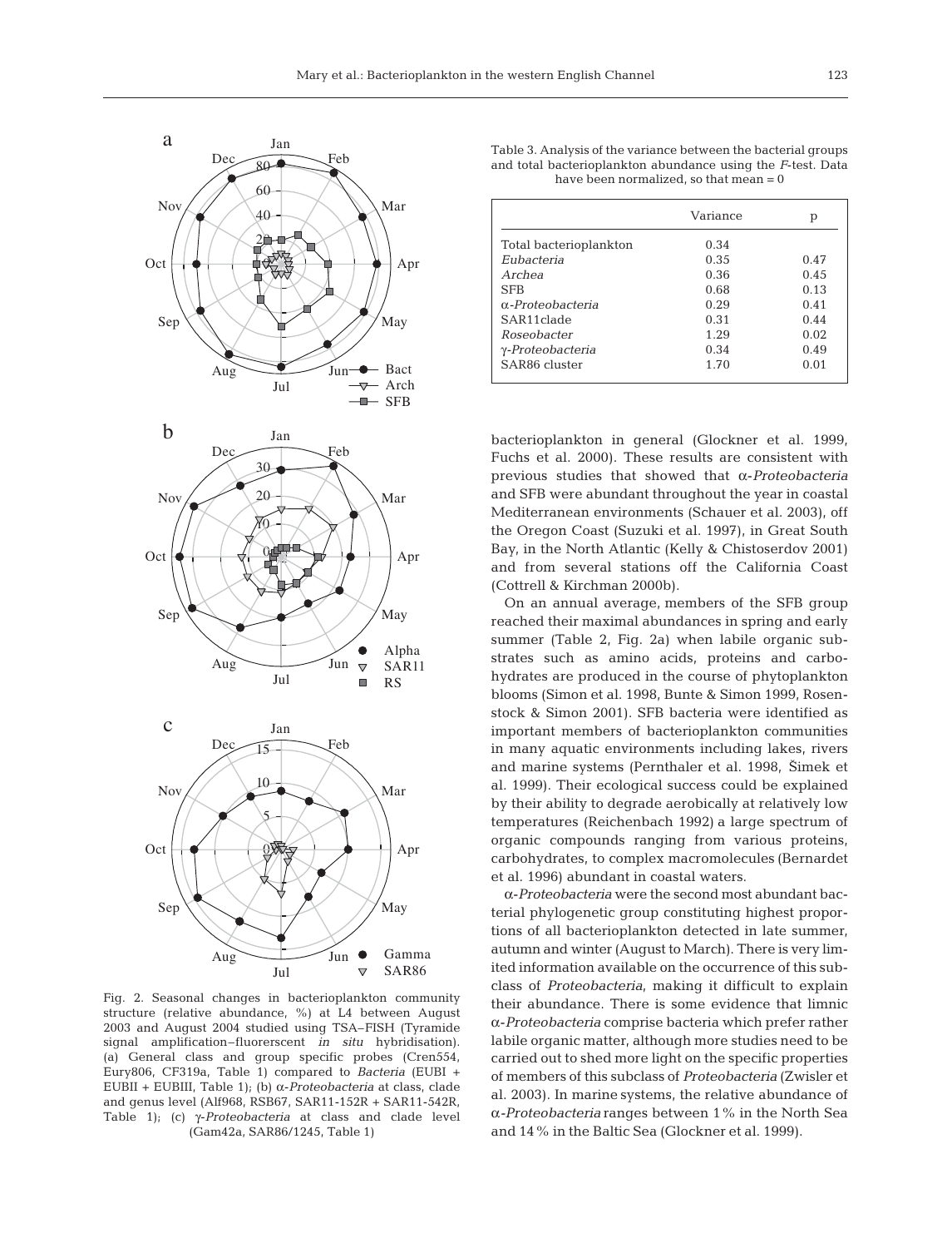Fig. 2. Seasonal changes in bacterioplankton community structure (relative abundance, %) at L4 between August 2003 and August 2004 studied using TSA–FISH (Tyramide signal amplification–fluorerscent *in situ* hybridisation). (a) General class and group specific probes (Cren554, Eury806, CF319a, Table 1) compared to *Bacteria* (EUBI + EUBII + EUBIII, Table 1); (b) α-*Proteobacteria* at class, clade and genus level (Alf968, RSB67, SAR11-152R + SAR11-542R, Table 1); (c) γ-*Proteobacteria* at class and clade level (Gam42a, SAR86/1245, Table 1)

Table 3. Analysis of the variance between the bacterial groups and total bacterioplankton abundance using the *F*-test. Data have been normalized, so that mean = 0

| | Variance | p |
|---|---|---|
| Total bacterioplankton | 0.34 | |
| *Eubacteria* | 0.35 | 0.47 |
| *Archea* | 0.36 | 0.45 |
| SFB | 0.68 | 0.13 |
| α-*Proteobacteria* | 0.29 | 0.41 |
| SAR11clade | 0.31 | 0.44 |
| *Roseobacter* | 1.29 | 0.02 |
| γ-*Proteobacteria* | 0.34 | 0.49 |
| SAR86 cluster | 1.70 | 0.01 |

bacterioplankton in general (Glockner et al. 1999, Fuchs et al. 2000). These results are consistent with previous studies that showed that α-*Proteobacteria* and SFB were abundant throughout the year in coastal Mediterranean environments (Schauer et al. 2003), off the Oregon Coast (Suzuki et al. 1997), in Great South Bay, in the North Atlantic (Kelly & Chistoserdov 2001) and from several stations off the California Coast (Cottrell & Kirchman 2000b).

On an annual average, members of the SFB group reached their maximal abundances in spring and early summer (Table 2, Fig. 2a) when labile organic substrates such as amino acids, proteins and carbohydrates are produced in the course of phytoplankton blooms (Simon et al. 1998, Bunte & Simon 1999, Rosenstock & Simon 2001). SFB bacteria were identified as important members of bacterioplankton communities in many aquatic environments including lakes, rivers and marine systems (Pernthaler et al. 1998, Šimek et al. 1999). Their ecological success could be explained by their ability to degrade aerobically at relatively low temperatures (Reichenbach 1992) a large spectrum of organic compounds ranging from various proteins, carbohydrates, to complex macromolecules (Bernardet et al. 1996) abundant in coastal waters.

α-*Proteobacteria* were the second most abundant bacterial phylogenetic group constituting highest proportions of all bacterioplankton detected in late summer, autumn and winter (August to March). There is very limited information available on the occurrence of this subclass of *Proteobacteria*, making it difficult to explain their abundance. There is some evidence that limnic α-*Proteobacteria* comprise bacteria which prefer rather labile organic matter, although more studies need to be carried out to shed more light on the specific properties of members of this subclass of *Proteobacteria* (Zwisler et al. 2003). In marine systems, the relative abundance of α-*Proteobacteria* ranges between 1% in the North Sea and 14% in the Baltic Sea (Glockner et al. 1999).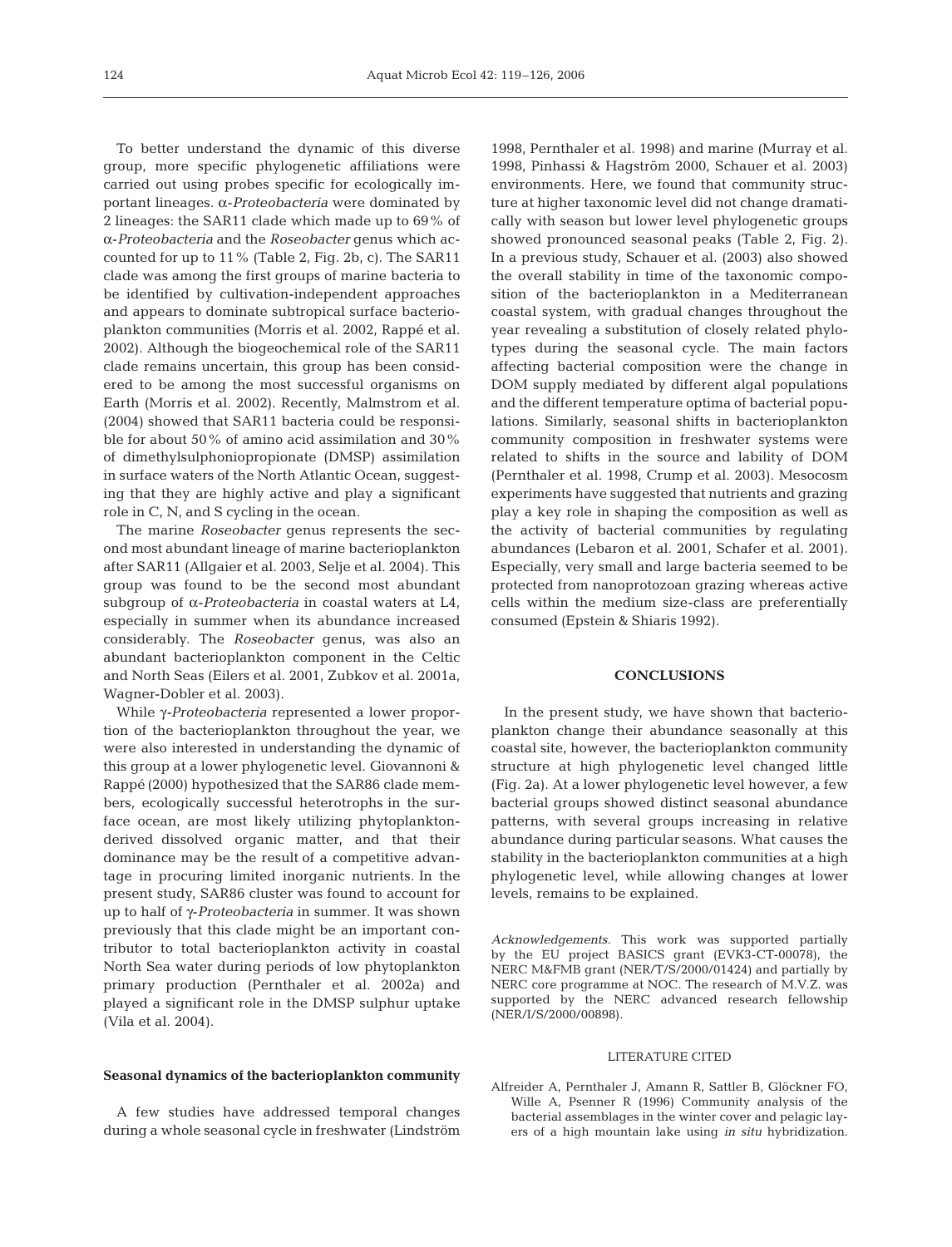To better understand the dynamic of this diverse group, more specific phylogenetic affiliations were carried out using probes specific for ecologically important lineages. α-*Proteobacteria* were dominated by 2 lineages: the SAR11 clade which made up to 69% of α-*Proteobacteria* and the *Roseobacter* genus which accounted for up to 11% (Table 2, Fig. 2b, c). The SAR11 clade was among the first groups of marine bacteria to be identified by cultivation-independent approaches and appears to dominate subtropical surface bacterioplankton communities (Morris et al. 2002, Rappé et al. 2002). Although the biogeochemical role of the SAR11 clade remains uncertain, this group has been considered to be among the most successful organisms on Earth (Morris et al. 2002). Recently, Malmstrom et al. (2004) showed that SAR11 bacteria could be responsible for about 50% of amino acid assimilation and 30% of dimethylsulphoniopropionate (DMSP) assimilation in surface waters of the North Atlantic Ocean, suggesting that they are highly active and play a significant role in C, N, and S cycling in the ocean.

The marine *Roseobacter* genus represents the second most abundant lineage of marine bacterioplankton after SAR11 (Allgaier et al. 2003, Selje et al. 2004). This group was found to be the second most abundant subgroup of α-*Proteobacteria* in coastal waters at L4, especially in summer when its abundance increased considerably. The *Roseobacter* genus, was also an abundant bacterioplankton component in the Celtic and North Seas (Eilers et al. 2001, Zubkov et al. 2001a, Wagner-Dobler et al. 2003).

While γ-*Proteobacteria* represented a lower proportion of the bacterioplankton throughout the year, we were also interested in understanding the dynamic of this group at a lower phylogenetic level. Giovannoni & Rappé (2000) hypothesized that the SAR86 clade members, ecologically successful heterotrophs in the surface ocean, are most likely utilizing phytoplankton-derived dissolved organic matter, and that their dominance may be the result of a competitive advantage in procuring limited inorganic nutrients. In the present study, SAR86 cluster was found to account for up to half of γ-*Proteobacteria* in summer. It was shown previously that this clade might be an important contributor to total bacterioplankton activity in coastal North Sea water during periods of low phytoplankton primary production (Pernthaler et al. 2002a) and played a significant role in the DMSP sulphur uptake (Vila et al. 2004).

**Seasonal dynamics of the bacterioplankton community**

A few studies have addressed temporal changes during a whole seasonal cycle in freshwater (Lindström 1998, Pernthaler et al. 1998) and marine (Murray et al. 1998, Pinhassi & Hagström 2000, Schauer et al. 2003) environments. Here, we found that community structure at higher taxonomic level did not change dramatically with season but lower level phylogenetic groups showed pronounced seasonal peaks (Table 2, Fig. 2). In a previous study, Schauer et al. (2003) also showed the overall stability in time of the taxonomic composition of the bacterioplankton in a Mediterranean coastal system, with gradual changes throughout the year revealing a substitution of closely related phylotypes during the seasonal cycle. The main factors affecting bacterial composition were the change in DOM supply mediated by different algal populations and the different temperature optima of bacterial populations. Similarly, seasonal shifts in bacterioplankton community composition in freshwater systems were related to shifts in the source and lability of DOM (Pernthaler et al. 1998, Crump et al. 2003). Mesocosm experiments have suggested that nutrients and grazing play a key role in shaping the composition as well as the activity of bacterial communities by regulating abundances (Lebaron et al. 2001, Schafer et al. 2001). Especially, very small and large bacteria seemed to be protected from nanoprotozoan grazing whereas active cells within the medium size-class are preferentially consumed (Epstein & Shiaris 1992).

## CONCLUSIONS

In the present study, we have shown that bacterioplankton change their abundance seasonally at this coastal site, however, the bacterioplankton community structure at high phylogenetic level changed little (Fig. 2a). At a lower phylogenetic level however, a few bacterial groups showed distinct seasonal abundance patterns, with several groups increasing in relative abundance during particular seasons. What causes the stability in the bacterioplankton communities at a high phylogenetic level, while allowing changes at lower levels, remains to be explained.

*Acknowledgements.* This work was supported partially by the EU project BASICS grant (EVK3-CT-00078), the NERC M&FMB grant (NER/T/S/2000/01424) and partially by NERC core programme at NOC. The research of M.V.Z. was supported by the NERC advanced research fellowship (NER/I/S/2000/00898).

## LITERATURE CITED

Alfreider A, Pernthaler J, Amann R, Sattler B, Glöckner FO, Wille A, Psenner R (1996) Community analysis of the bacterial assemblages in the winter cover and pelagic layers of a high mountain lake using *in situ* hybridization.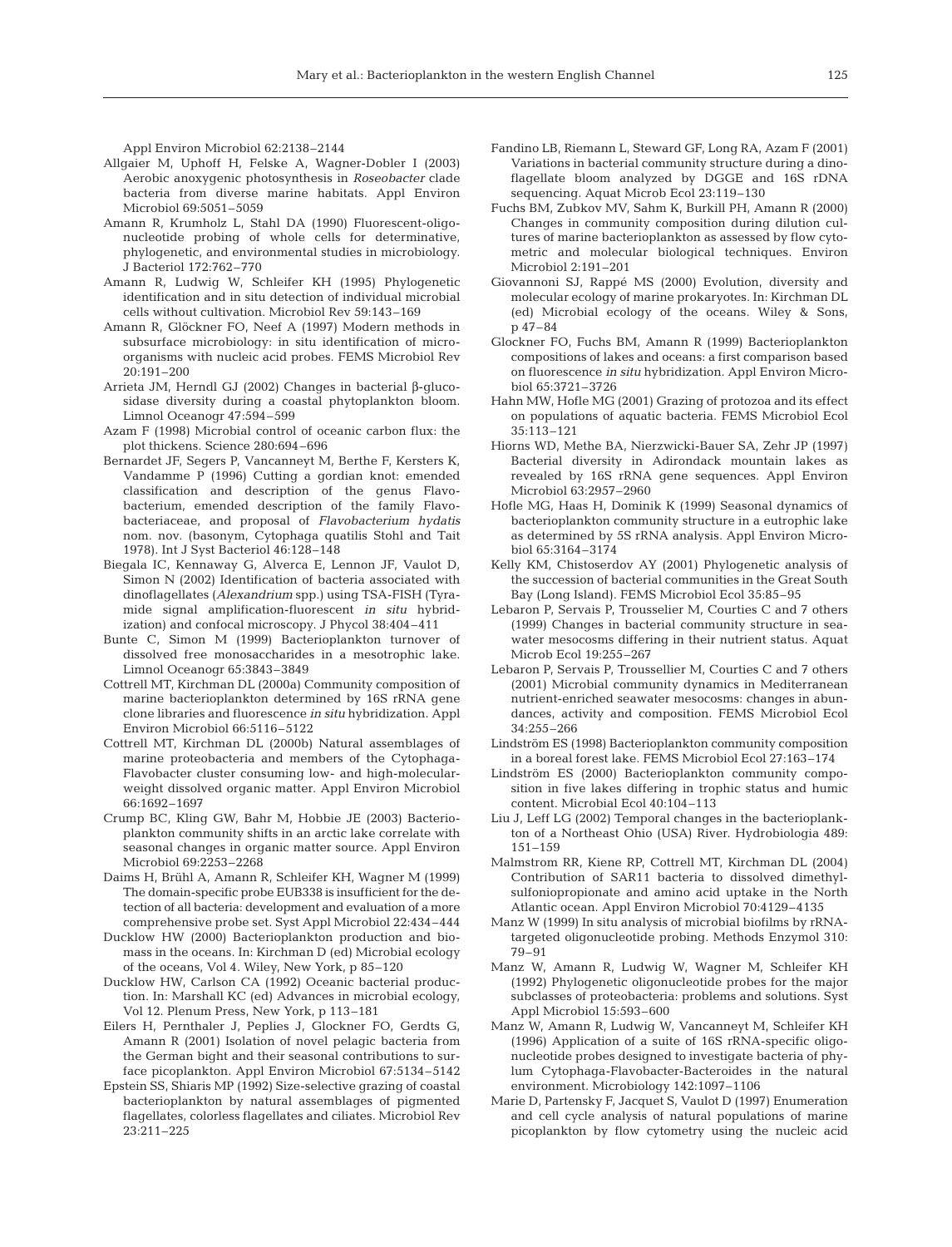Appl Environ Microbiol 62:2138–2144

Allgaier M, Uphoff H, Felske A, Wagner-Dobler I (2003) Aerobic anoxygenic photosynthesis in *Roseobacter* clade bacteria from diverse marine habitats. Appl Environ Microbiol 69:5051–5059

Amann R, Krumholz L, Stahl DA (1990) Fluorescent-oligonucleotide probing of whole cells for determinative, phylogenetic, and environmental studies in microbiology. J Bacteriol 172:762–770

Amann R, Ludwig W, Schleifer KH (1995) Phylogenetic identification and in situ detection of individual microbial cells without cultivation. Microbiol Rev 59:143–169

Amann R, Glöckner FO, Neef A (1997) Modern methods in subsurface microbiology: in situ identification of microorganisms with nucleic acid probes. FEMS Microbiol Rev 20:191–200

Arrieta JM, Herndl GJ (2002) Changes in bacterial β-glucosidase diversity during a coastal phytoplankton bloom. Limnol Oceanogr 47:594–599

Azam F (1998) Microbial control of oceanic carbon flux: the plot thickens. Science 280:694–696

Bernardet JF, Segers P, Vancanneyt M, Berthe F, Kersters K, Vandamme P (1996) Cutting a gordian knot: emended classification and description of the genus Flavobacterium, emended description of the family Flavobacteriaceae, and proposal of *Flavobacterium hydatis* nom. nov. (basonym, Cytophaga quatilis Stohl and Tait 1978). Int J Syst Bacteriol 46:128–148

Biegala IC, Kennaway G, Alverca E, Lennon JF, Vaulot D, Simon N (2002) Identification of bacteria associated with dinoflagellates (*Alexandrium* spp.) using TSA-FISH (Tyramide signal amplification-fluorescent *in situ* hybridization) and confocal microscopy. J Phycol 38:404–411

Bunte C, Simon M (1999) Bacterioplankton turnover of dissolved free monosaccharides in a mesotrophic lake. Limnol Oceanogr 65:3843–3849

Cottrell MT, Kirchman DL (2000a) Community composition of marine bacterioplankton determined by 16S rRNA gene clone libraries and fluorescence *in situ* hybridization. Appl Environ Microbiol 66:5116–5122

Cottrell MT, Kirchman DL (2000b) Natural assemblages of marine proteobacteria and members of the Cytophaga-Flavobacter cluster consuming low- and high-molecular-weight dissolved organic matter. Appl Environ Microbiol 66:1692–1697

Crump BC, Kling GW, Bahr M, Hobbie JE (2003) Bacterioplankton community shifts in an arctic lake correlate with seasonal changes in organic matter source. Appl Environ Microbiol 69:2253–2268

Daims H, Brühl A, Amann R, Schleifer KH, Wagner M (1999) The domain-specific probe EUB338 is insufficient for the detection of all bacteria: development and evaluation of a more comprehensive probe set. Syst Appl Microbiol 22:434–444

Ducklow HW (2000) Bacterioplankton production and biomass in the oceans. In: Kirchman D (ed) Microbial ecology of the oceans, Vol 4. Wiley, New York, p 85–120

Ducklow HW, Carlson CA (1992) Oceanic bacterial production. In: Marshall KC (ed) Advances in microbial ecology, Vol 12. Plenum Press, New York, p 113–181

Eilers H, Pernthaler J, Peplies J, Glockner FO, Gerdts G, Amann R (2001) Isolation of novel pelagic bacteria from the German bight and their seasonal contributions to surface picoplankton. Appl Environ Microbiol 67:5134–5142

Epstein SS, Shiaris MP (1992) Size-selective grazing of coastal bacterioplankton by natural assemblages of pigmented flagellates, colorless flagellates and ciliates. Microbiol Rev 23:211–225

Fandino LB, Riemann L, Steward GF, Long RA, Azam F (2001) Variations in bacterial community structure during a dinoflagellate bloom analyzed by DGGE and 16S rDNA sequencing. Aquat Microb Ecol 23:119–130

Fuchs BM, Zubkov MV, Sahm K, Burkill PH, Amann R (2000) Changes in community composition during dilution cultures of marine bacterioplankton as assessed by flow cytometric and molecular biological techniques. Environ Microbiol 2:191–201

Giovannoni SJ, Rappé MS (2000) Evolution, diversity and molecular ecology of marine prokaryotes. In: Kirchman DL (ed) Microbial ecology of the oceans. Wiley & Sons, p 47–84

Glockner FO, Fuchs BM, Amann R (1999) Bacterioplankton compositions of lakes and oceans: a first comparison based on fluorescence *in situ* hybridization. Appl Environ Microbiol 65:3721–3726

Hahn MW, Hofle MG (2001) Grazing of protozoa and its effect on populations of aquatic bacteria. FEMS Microbiol Ecol 35:113–121

Hiorns WD, Methe BA, Nierzwicki-Bauer SA, Zehr JP (1997) Bacterial diversity in Adirondack mountain lakes as revealed by 16S rRNA gene sequences. Appl Environ Microbiol 63:2957–2960

Hofle MG, Haas H, Dominik K (1999) Seasonal dynamics of bacterioplankton community structure in a eutrophic lake as determined by 5S rRNA analysis. Appl Environ Microbiol 65:3164–3174

Kelly KM, Chistoserdov AY (2001) Phylogenetic analysis of the succession of bacterial communities in the Great South Bay (Long Island). FEMS Microbiol Ecol 35:85–95

Lebaron P, Servais P, Trousselier M, Courties C and 7 others (1999) Changes in bacterial community structure in seawater mesocosms differing in their nutrient status. Aquat Microb Ecol 19:255–267

Lebaron P, Servais P, Troussellier M, Courties C and 7 others (2001) Microbial community dynamics in Mediterranean nutrient-enriched seawater mesocosms: changes in abundances, activity and composition. FEMS Microbiol Ecol 34:255–266

Lindström ES (1998) Bacterioplankton community composition in a boreal forest lake. FEMS Microbiol Ecol 27:163–174

Lindström ES (2000) Bacterioplankton community composition in five lakes differing in trophic status and humic content. Microbial Ecol 40:104–113

Liu J, Leff LG (2002) Temporal changes in the bacterioplankton of a Northeast Ohio (USA) River. Hydrobiologia 489: 151–159

Malmstrom RR, Kiene RP, Cottrell MT, Kirchman DL (2004) Contribution of SAR11 bacteria to dissolved dimethylsulfoniopropionate and amino acid uptake in the North Atlantic ocean. Appl Environ Microbiol 70:4129–4135

Manz W (1999) In situ analysis of microbial biofilms by rRNA-targeted oligonucleotide probing. Methods Enzymol 310: 79–91

Manz W, Amann R, Ludwig W, Wagner M, Schleifer KH (1992) Phylogenetic oligonucleotide probes for the major subclasses of proteobacteria: problems and solutions. Syst Appl Microbiol 15:593–600

Manz W, Amann R, Ludwig W, Vancanneyt M, Schleifer KH (1996) Application of a suite of 16S rRNA-specific oligonucleotide probes designed to investigate bacteria of phylum Cytophaga-Flavobacter-Bacteroides in the natural environment. Microbiology 142:1097–1106

Marie D, Partensky F, Jacquet S, Vaulot D (1997) Enumeration and cell cycle analysis of natural populations of marine picoplankton by flow cytometry using the nucleic acid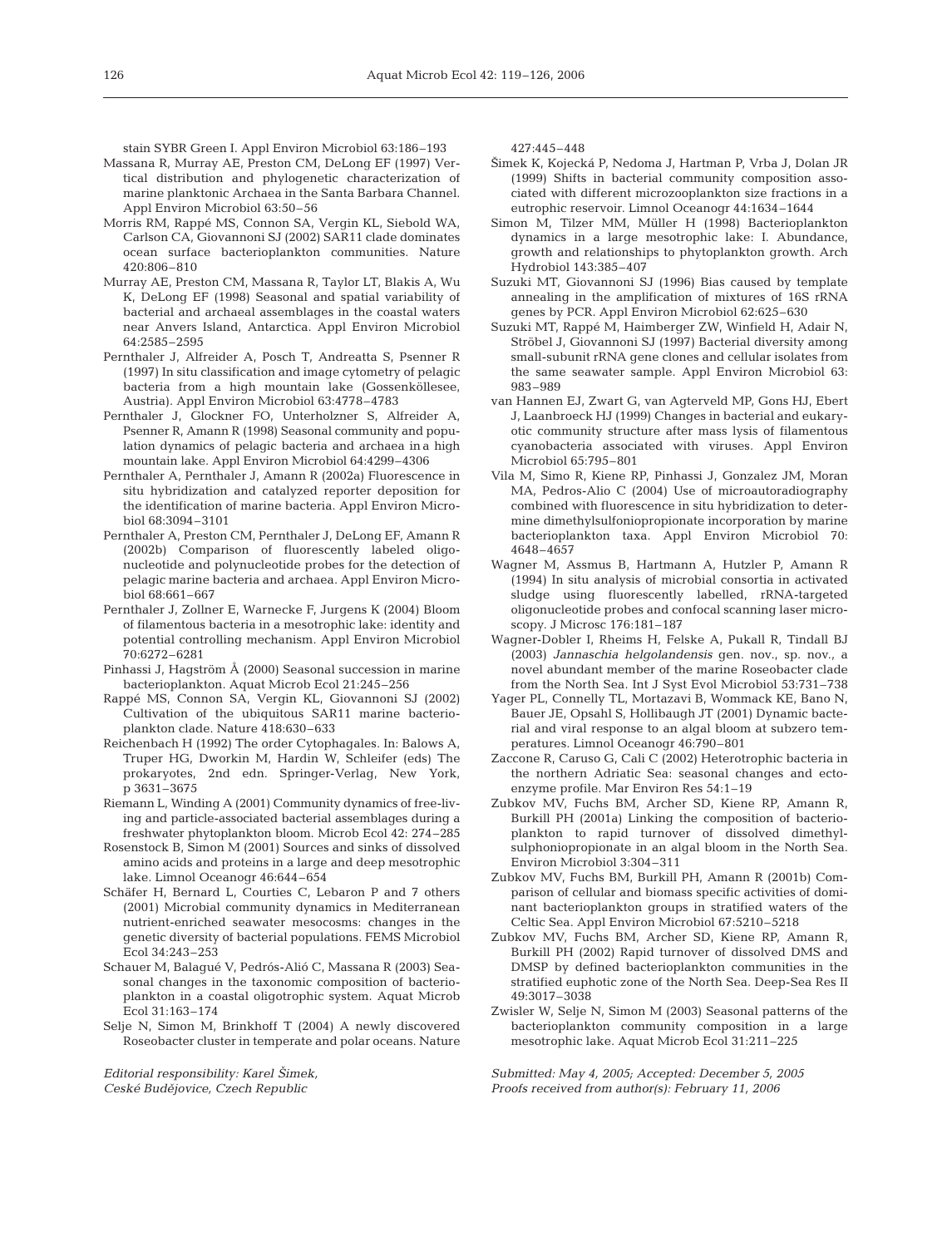stain SYBR Green I. Appl Environ Microbiol 63:186–193

Massana R, Murray AE, Preston CM, DeLong EF (1997) Vertical distribution and phylogenetic characterization of marine planktonic Archaea in the Santa Barbara Channel. Appl Environ Microbiol 63:50–56

Morris RM, Rappé MS, Connon SA, Vergin KL, Siebold WA, Carlson CA, Giovannoni SJ (2002) SAR11 clade dominates ocean surface bacterioplankton communities. Nature 420:806–810

Murray AE, Preston CM, Massana R, Taylor LT, Blakis A, Wu K, DeLong EF (1998) Seasonal and spatial variability of bacterial and archaeal assemblages in the coastal waters near Anvers Island, Antarctica. Appl Environ Microbiol 64:2585–2595

Pernthaler J, Alfreider A, Posch T, Andreatta S, Psenner R (1997) In situ classification and image cytometry of pelagic bacteria from a high mountain lake (Gossenköllesee, Austria). Appl Environ Microbiol 63:4778–4783

Pernthaler J, Glockner FO, Unterholzner S, Alfreider A, Psenner R, Amann R (1998) Seasonal community and population dynamics of pelagic bacteria and archaea in a high mountain lake. Appl Environ Microbiol 64:4299–4306

Pernthaler A, Pernthaler J, Amann R (2002a) Fluorescence in situ hybridization and catalyzed reporter deposition for the identification of marine bacteria. Appl Environ Microbiol 68:3094–3101

Pernthaler A, Preston CM, Pernthaler J, DeLong EF, Amann R (2002b) Comparison of fluorescently labeled oligonucleotide and polynucleotide probes for the detection of pelagic marine bacteria and archaea. Appl Environ Microbiol 68:661–667

Pernthaler J, Zollner E, Warnecke F, Jurgens K (2004) Bloom of filamentous bacteria in a mesotrophic lake: identity and potential controlling mechanism. Appl Environ Microbiol 70:6272–6281

Pinhassi J, Hagström Å (2000) Seasonal succession in marine bacterioplankton. Aquat Microb Ecol 21:245–256

Rappé MS, Connon SA, Vergin KL, Giovannoni SJ (2002) Cultivation of the ubiquitous SAR11 marine bacterioplankton clade. Nature 418:630–633

Reichenbach H (1992) The order Cytophagales. In: Balows A, Truper HG, Dworkin M, Hardin W, Schleifer (eds) The prokaryotes, 2nd edn. Springer-Verlag, New York, p 3631–3675

Riemann L, Winding A (2001) Community dynamics of free-living and particle-associated bacterial assemblages during a freshwater phytoplankton bloom. Microb Ecol 42: 274–285

Rosenstock B, Simon M (2001) Sources and sinks of dissolved amino acids and proteins in a large and deep mesotrophic lake. Limnol Oceanogr 46:644–654

Schäfer H, Bernard L, Courties C, Lebaron P and 7 others (2001) Microbial community dynamics in Mediterranean nutrient-enriched seawater mesocosms: changes in the genetic diversity of bacterial populations. FEMS Microbiol Ecol 34:243–253

Schauer M, Balagué V, Pedrós-Alió C, Massana R (2003) Seasonal changes in the taxonomic composition of bacterioplankton in a coastal oligotrophic system. Aquat Microb Ecol 31:163–174

Selje N, Simon M, Brinkhoff T (2004) A newly discovered Roseobacter cluster in temperate and polar oceans. Nature 427:445–448

Šimek K, Kojecká P, Nedoma J, Hartman P, Vrba J, Dolan JR (1999) Shifts in bacterial community composition associated with different microzooplankton size fractions in a eutrophic reservoir. Limnol Oceanogr 44:1634–1644

Simon M, Tilzer MM, Müller H (1998) Bacterioplankton dynamics in a large mesotrophic lake: I. Abundance, growth and relationships to phytoplankton growth. Arch Hydrobiol 143:385–407

Suzuki MT, Giovannoni SJ (1996) Bias caused by template annealing in the amplification of mixtures of 16S rRNA genes by PCR. Appl Environ Microbiol 62:625–630

Suzuki MT, Rappé M, Haimberger ZW, Winfield H, Adair N, Ströbel J, Giovannoni SJ (1997) Bacterial diversity among small-subunit rRNA gene clones and cellular isolates from the same seawater sample. Appl Environ Microbiol 63: 983–989

van Hannen EJ, Zwart G, van Agterveld MP, Gons HJ, Ebert J, Laanbroeck HJ (1999) Changes in bacterial and eukaryotic community structure after mass lysis of filamentous cyanobacteria associated with viruses. Appl Environ Microbiol 65:795–801

Vila M, Simo R, Kiene RP, Pinhassi J, Gonzalez JM, Moran MA, Pedros-Alio C (2004) Use of microautoradiography combined with fluorescence in situ hybridization to determine dimethylsulfoniopropionate incorporation by marine bacterioplankton taxa. Appl Environ Microbiol 70: 4648–4657

Wagner M, Assmus B, Hartmann A, Hutzler P, Amann R (1994) In situ analysis of microbial consortia in activated sludge using fluorescently labelled, rRNA-targeted oligonucleotide probes and confocal scanning laser microscopy. J Microsc 176:181–187

Wagner-Dobler I, Rheims H, Felske A, Pukall R, Tindall BJ (2003) *Jannaschia helgolandensis* gen. nov., sp. nov., a novel abundant member of the marine Roseobacter clade from the North Sea. Int J Syst Evol Microbiol 53:731–738

Yager PL, Connelly TL, Mortazavi B, Wommack KE, Bano N, Bauer JE, Opsahl S, Hollibaugh JT (2001) Dynamic bacterial and viral response to an algal bloom at subzero temperatures. Limnol Oceanogr 46:790–801

Zaccone R, Caruso G, Cali C (2002) Heterotrophic bacteria in the northern Adriatic Sea: seasonal changes and ectoenzyme profile. Mar Environ Res 54:1–19

Zubkov MV, Fuchs BM, Archer SD, Kiene RP, Amann R, Burkill PH (2001a) Linking the composition of bacterioplankton to rapid turnover of dissolved dimethylsulphoniopropionate in an algal bloom in the North Sea. Environ Microbiol 3:304–311

Zubkov MV, Fuchs BM, Burkill PH, Amann R (2001b) Comparison of cellular and biomass specific activities of dominant bacterioplankton groups in stratified waters of the Celtic Sea. Appl Environ Microbiol 67:5210–5218

Zubkov MV, Fuchs BM, Archer SD, Kiene RP, Amann R, Burkill PH (2002) Rapid turnover of dissolved DMS and DMSP by defined bacterioplankton communities in the stratified euphotic zone of the North Sea. Deep-Sea Res II 49:3017–3038

Zwisler W, Selje N, Simon M (2003) Seasonal patterns of the bacterioplankton community composition in a large mesotrophic lake. Aquat Microb Ecol 31:211–225

*Editorial responsibility: Karel Šimek, Ceské Budějovice, Czech Republic*

*Submitted: May 4, 2005; Accepted: December 5, 2005*
*Proofs received from author(s): February 11, 2006*